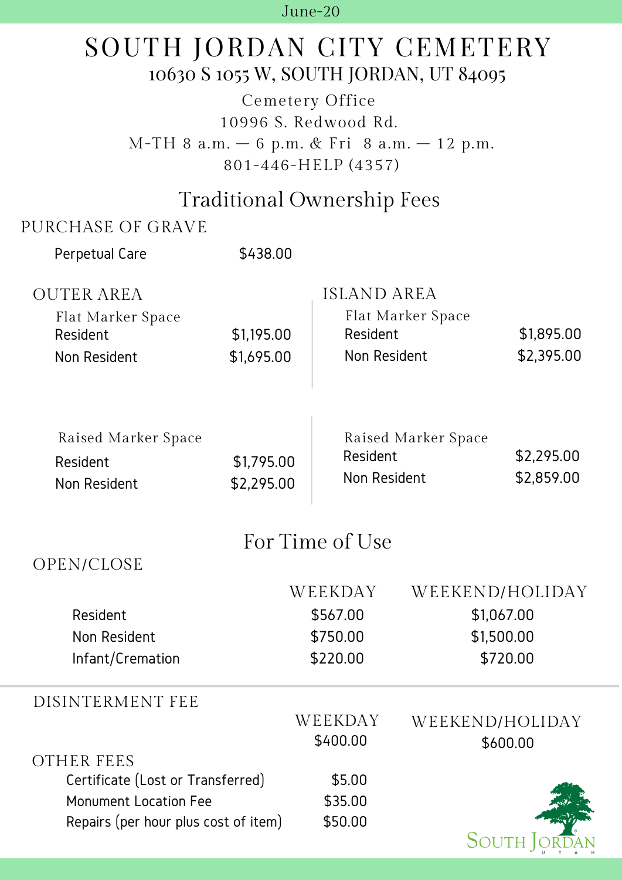June-20

# SOUTH JORDAN CITY CEMETERY

## 10630 S 1055 W, SOUTH JORDAN, UT 84095

Cemetery Office
10996 S. Redwood Rd.
M-TH 8 a.m. — 6 p.m. & Fri 8 a.m. — 12 p.m.
801-446-HELP (4357)

## Traditional Ownership Fees

### PURCHASE OF GRAVE

| | |
|---|---|
| Perpetual Care | $438.00 |

### OUTER AREA

**Flat Marker Space**

| | |
|---|---|
| Resident | $1,195.00 |
| Non Resident | $1,695.00 |

**Raised Marker Space**

| | |
|---|---|
| Resident | $1,795.00 |
| Non Resident | $2,295.00 |

### ISLAND AREA

**Flat Marker Space**

| | |
|---|---|
| Resident | $1,895.00 |
| Non Resident | $2,395.00 |

**Raised Marker Space**

| | |
|---|---|
| Resident | $2,295.00 |
| Non Resident | $2,859.00 |

## For Time of Use

### OPEN/CLOSE

| | WEEKDAY | WEEKEND/HOLIDAY |
|---|---|---|
| Resident | $567.00 | $1,067.00 |
| Non Resident | $750.00 | $1,500.00 |
| Infant/Cremation | $220.00 | $720.00 |

### DISINTERMENT FEE

| WEEKDAY | WEEKEND/HOLIDAY |
|---|---|
| $400.00 | $600.00 |

### OTHER FEES

| | |
|---|---|
| Certificate (Lost or Transferred) | $5.00 |
| Monument Location Fee | $35.00 |
| Repairs (per hour plus cost of item) | $50.00 |

SOUTH JORDAN UTAH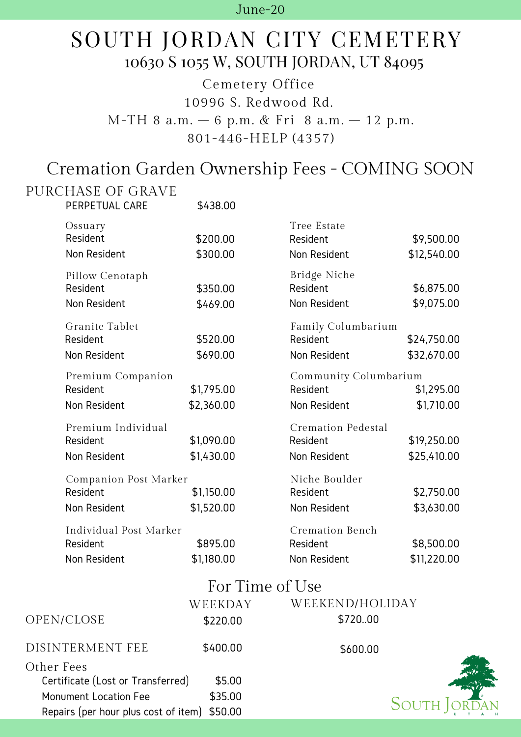June-20

# SOUTH JORDAN CITY CEMETERY

## 10630 S 1055 W, SOUTH JORDAN, UT 84095

Cemetery Office
10996 S. Redwood Rd.
M-TH 8 a.m. — 6 p.m. & Fri 8 a.m. — 12 p.m.
801-446-HELP (4357)

## Cremation Garden Ownership Fees - COMING SOON

### PURCHASE OF GRAVE

PERPETUAL CARE $438.00

| | | | |
|---|---|---|---|
| Ossuary | | Tree Estate | |
| Resident | $200.00 | Resident | $9,500.00 |
| Non Resident | $300.00 | Non Resident | $12,540.00 |
| Pillow Cenotaph | | Bridge Niche | |
| Resident | $350.00 | Resident | $6,875.00 |
| Non Resident | $469.00 | Non Resident | $9,075.00 |
| Granite Tablet | | Family Columbarium | |
| Resident | $520.00 | Resident | $24,750.00 |
| Non Resident | $690.00 | Non Resident | $32,670.00 |
| Premium Companion | | Community Columbarium | |
| Resident | $1,795.00 | Resident | $1,295.00 |
| Non Resident | $2,360.00 | Non Resident | $1,710.00 |
| Premium Individual | | Cremation Pedestal | |
| Resident | $1,090.00 | Resident | $19,250.00 |
| Non Resident | $1,430.00 | Non Resident | $25,410.00 |
| Companion Post Marker | | Niche Boulder | |
| Resident | $1,150.00 | Resident | $2,750.00 |
| Non Resident | $1,520.00 | Non Resident | $3,630.00 |
| Individual Post Marker | | Cremation Bench | |
| Resident | $895.00 | Resident | $8,500.00 |
| Non Resident | $1,180.00 | Non Resident | $11,220.00 |

### For Time of Use

| | WEEKDAY | WEEKEND/HOLIDAY |
|---|---|---|
| OPEN/CLOSE | $220.00 | $720..00 |
| DISINTERMENT FEE | $400.00 | $600.00 |

### Other Fees

| | |
|---|---|
| Certificate (Lost or Transferred) | $5.00 |
| Monument Location Fee | $35.00 |
| Repairs (per hour plus cost of item) | $50.00 |

SOUTH JORDAN UTAH